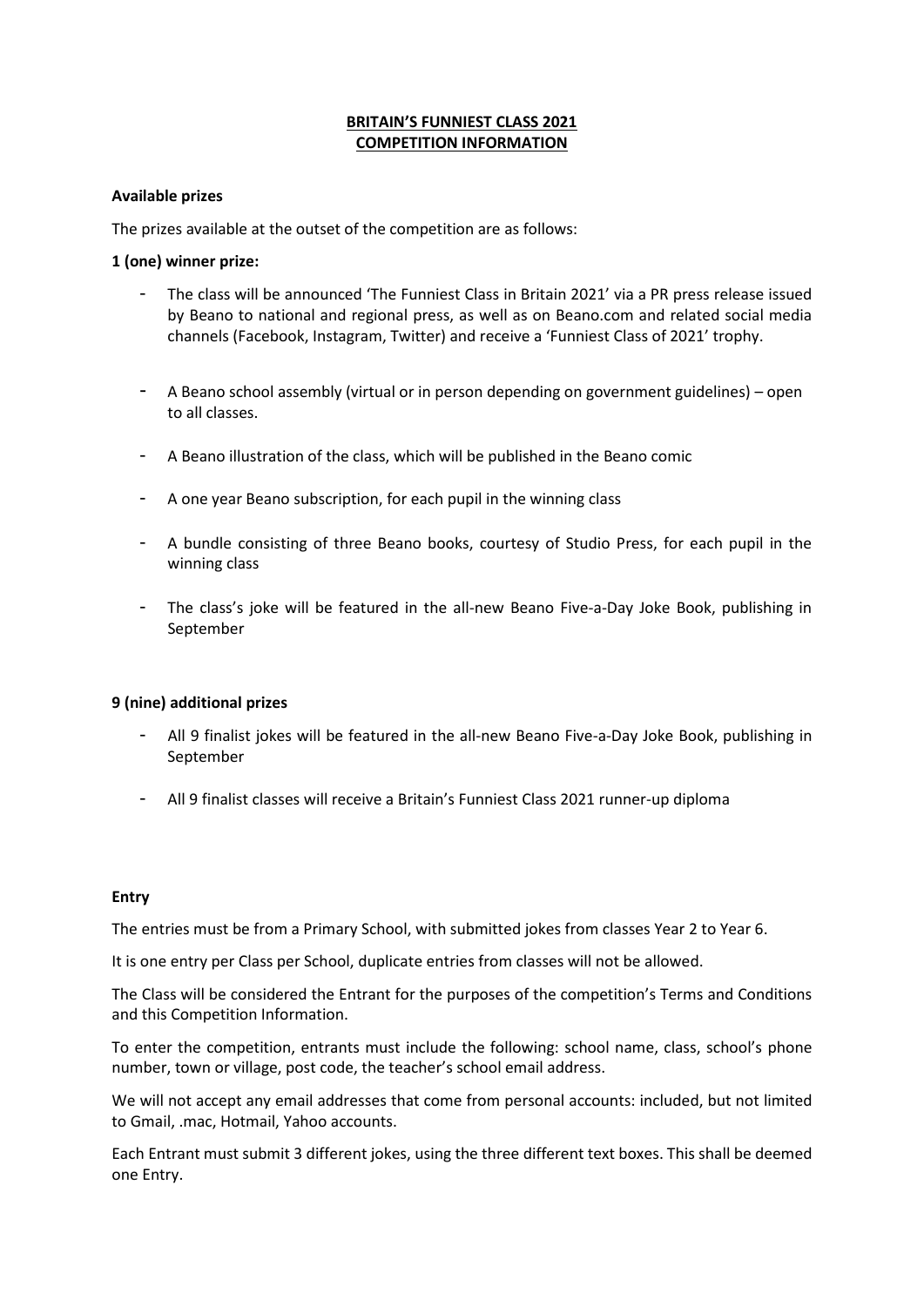# BRITAIN'S FUNNIEST CLASS 2021
## COMPETITION INFORMATION

**Available prizes**

The prizes available at the outset of the competition are as follows:

**1 (one) winner prize:**

- The class will be announced 'The Funniest Class in Britain 2021' via a PR press release issued by Beano to national and regional press, as well as on Beano.com and related social media channels (Facebook, Instagram, Twitter) and receive a 'Funniest Class of 2021' trophy.
- A Beano school assembly (virtual or in person depending on government guidelines) – open to all classes.
- A Beano illustration of the class, which will be published in the Beano comic
- A one year Beano subscription, for each pupil in the winning class
- A bundle consisting of three Beano books, courtesy of Studio Press, for each pupil in the winning class
- The class's joke will be featured in the all-new Beano Five-a-Day Joke Book, publishing in September

**9 (nine) additional prizes**

- All 9 finalist jokes will be featured in the all-new Beano Five-a-Day Joke Book, publishing in September
- All 9 finalist classes will receive a Britain's Funniest Class 2021 runner-up diploma

**Entry**

The entries must be from a Primary School, with submitted jokes from classes Year 2 to Year 6.

It is one entry per Class per School, duplicate entries from classes will not be allowed.

The Class will be considered the Entrant for the purposes of the competition's Terms and Conditions and this Competition Information.

To enter the competition, entrants must include the following: school name, class, school's phone number, town or village, post code, the teacher's school email address.

We will not accept any email addresses that come from personal accounts: included, but not limited to Gmail, .mac, Hotmail, Yahoo accounts.

Each Entrant must submit 3 different jokes, using the three different text boxes. This shall be deemed one Entry.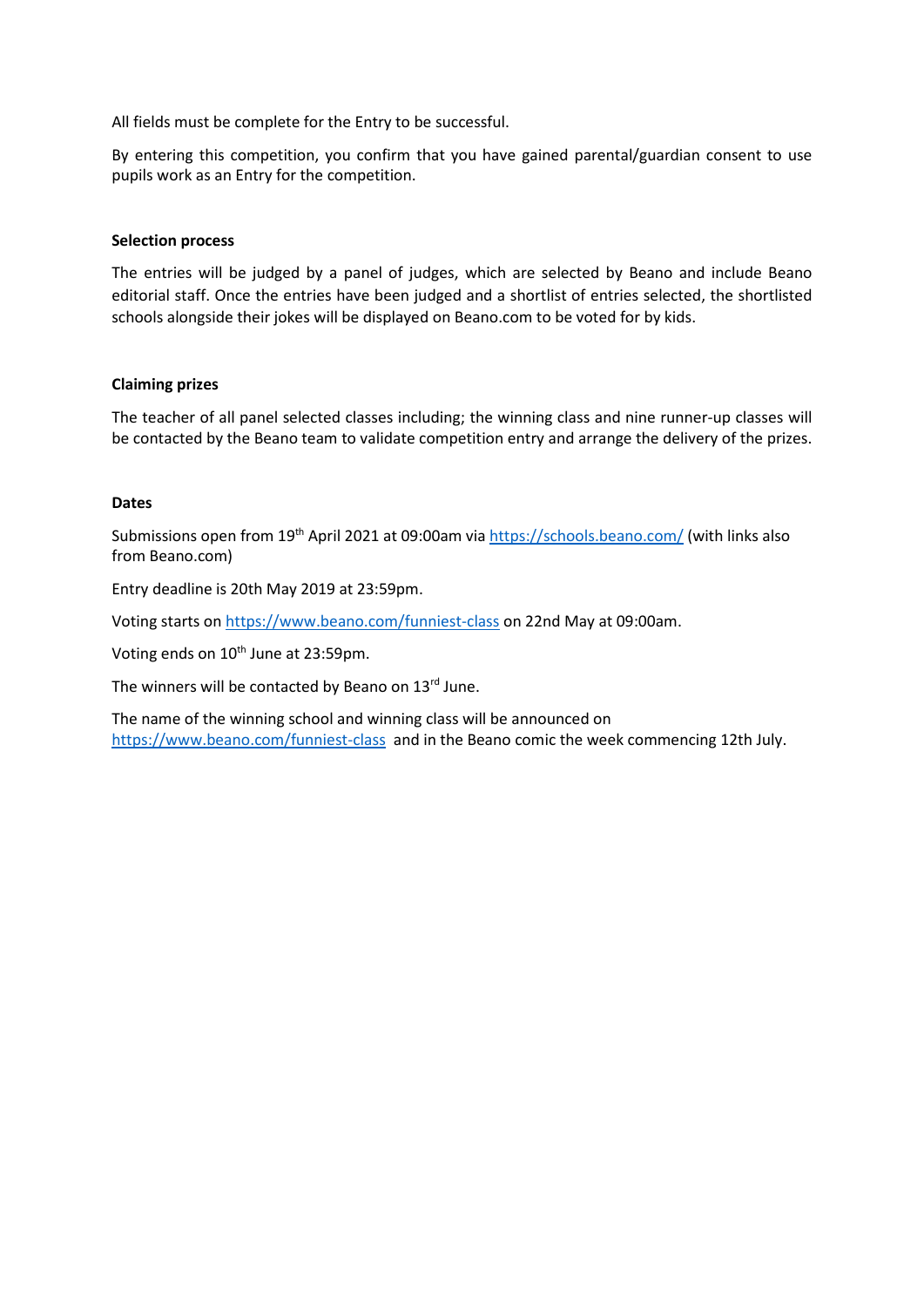All fields must be complete for the Entry to be successful.

By entering this competition, you confirm that you have gained parental/guardian consent to use pupils work as an Entry for the competition.

**Selection process**

The entries will be judged by a panel of judges, which are selected by Beano and include Beano editorial staff. Once the entries have been judged and a shortlist of entries selected, the shortlisted schools alongside their jokes will be displayed on Beano.com to be voted for by kids.

**Claiming prizes**

The teacher of all panel selected classes including; the winning class and nine runner-up classes will be contacted by the Beano team to validate competition entry and arrange the delivery of the prizes.

**Dates**

Submissions open from 19th April 2021 at 09:00am via https://schools.beano.com/ (with links also from Beano.com)

Entry deadline is 20th May 2019 at 23:59pm.

Voting starts on https://www.beano.com/funniest-class on 22nd May at 09:00am.

Voting ends on 10th June at 23:59pm.

The winners will be contacted by Beano on 13rd June.

The name of the winning school and winning class will be announced on https://www.beano.com/funniest-class and in the Beano comic the week commencing 12th July.